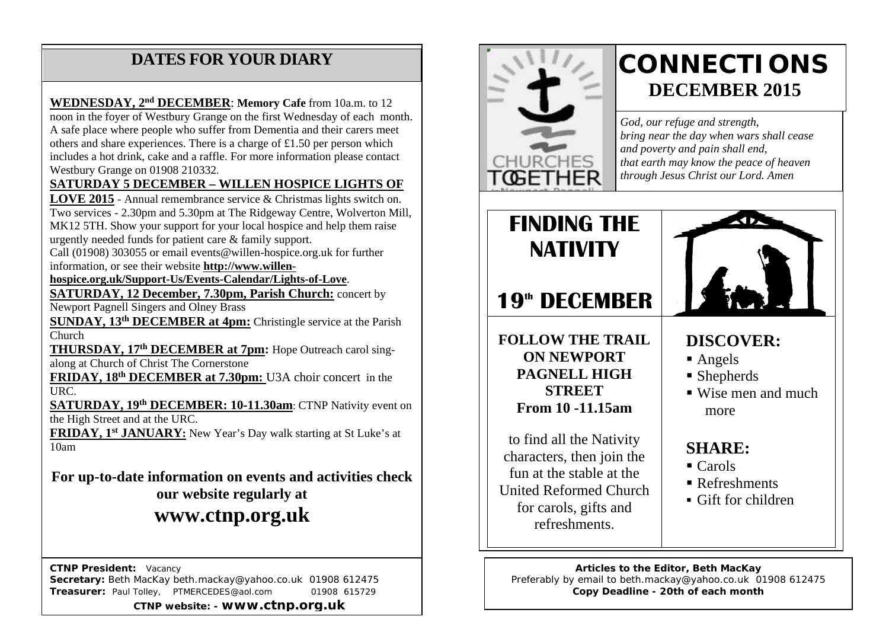## DATES FOR YOUR DIARY

**WEDNESDAY, 2nd DECEMBER**: **Memory Cafe** from 10a.m. to 12 noon in the foyer of Westbury Grange on the first Wednesday of each month. A safe place where people who suffer from Dementia and their carers meet others and share experiences. There is a charge of £1.50 per person which includes a hot drink, cake and a raffle. For more information please contact Westbury Grange on 01908 210332.

**SATURDAY 5 DECEMBER – WILLEN HOSPICE LIGHTS OF LOVE 2015** - Annual remembrance service & Christmas lights switch on. Two services - 2.30pm and 5.30pm at The Ridgeway Centre, Wolverton Mill, MK12 5TH. Show your support for your local hospice and help them raise urgently needed funds for patient care & family support.
Call (01908) 303055 or email events@willen-hospice.org.uk for further information, or see their website **http://www.willen-hospice.org.uk/Support-Us/Events-Calendar/Lights-of-Love**.

**SATURDAY, 12 December, 7.30pm, Parish Church:** concert by Newport Pagnell Singers and Olney Brass

**SUNDAY, 13th DECEMBER at 4pm:** Christingle service at the Parish Church

**THURSDAY, 17th DECEMBER at 7pm:** Hope Outreach carol sing-along at Church of Christ The Cornerstone

**FRIDAY, 18th DECEMBER at 7.30pm:** U3A choir concert in the URC.

**SATURDAY, 19th DECEMBER: 10-11.30am**: CTNP Nativity event on the High Street and at the URC.

**FRIDAY, 1st JANUARY:** New Year's Day walk starting at St Luke's at 10am

**For up-to-date information on events and activities check our website regularly at**

## www.ctnp.org.uk

**CTNP President:** Vacancy
**Secretary:** Beth MacKay beth.mackay@yahoo.co.uk 01908 612475
**Treasurer:** Paul Tolley, PTMERCEDES@aol.com 01908 615729

**CTNP website: - www.ctnp.org.uk**

CHURCHES TOGETHER

# CONNECTIONS
## DECEMBER 2015

*God, our refuge and strength,*
*bring near the day when wars shall cease*
*and poverty and pain shall end,*
*that earth may know the peace of heaven*
*through Jesus Christ our Lord. Amen*

## FINDING THE NATIVITY

## 19th DECEMBER

**FOLLOW THE TRAIL ON NEWPORT PAGNELL HIGH STREET From 10 -11.15am**

to find all the Nativity characters, then join the fun at the stable at the United Reformed Church for carols, gifts and refreshments.

### DISCOVER:
- Angels
- Shepherds
- Wise men and much more

### SHARE:
- Carols
- Refreshments
- Gift for children

**Articles to the Editor, Beth MacKay**
Preferably by email to beth.mackay@yahoo.co.uk 01908 612475
**Copy Deadline - 20th of each month**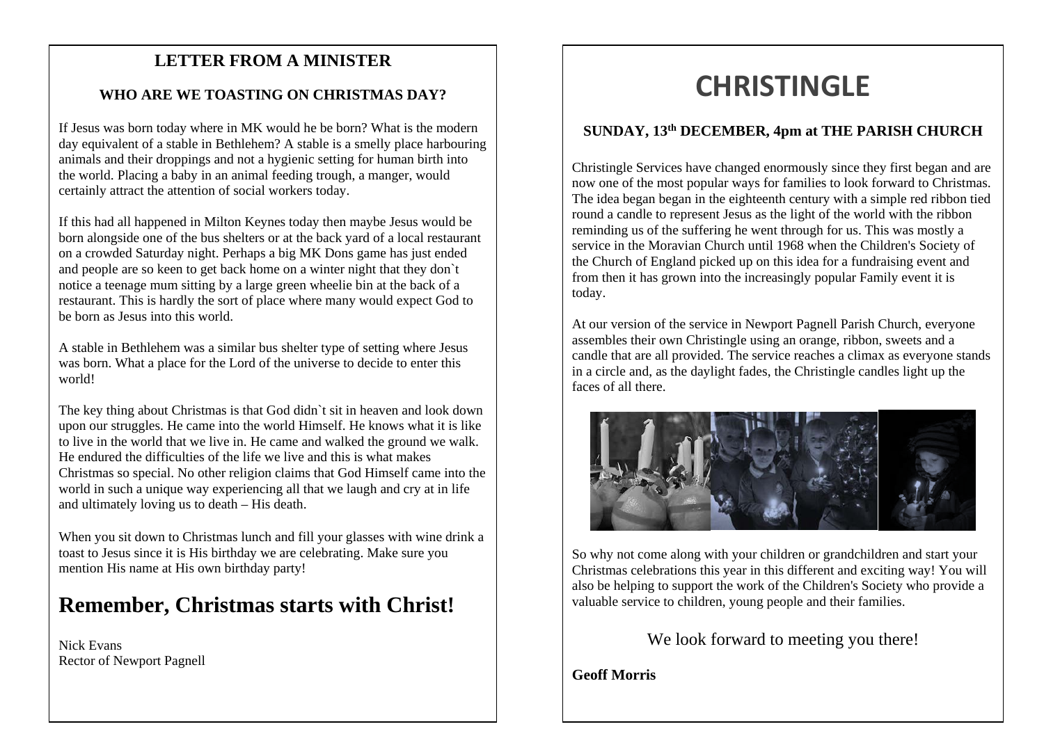## LETTER FROM A MINISTER

### WHO ARE WE TOASTING ON CHRISTMAS DAY?

If Jesus was born today where in MK would he be born? What is the modern day equivalent of a stable in Bethlehem? A stable is a smelly place harbouring animals and their droppings and not a hygienic setting for human birth into the world. Placing a baby in an animal feeding trough, a manger, would certainly attract the attention of social workers today.

If this had all happened in Milton Keynes today then maybe Jesus would be born alongside one of the bus shelters or at the back yard of a local restaurant on a crowded Saturday night. Perhaps a big MK Dons game has just ended and people are so keen to get back home on a winter night that they don`t notice a teenage mum sitting by a large green wheelie bin at the back of a restaurant. This is hardly the sort of place where many would expect God to be born as Jesus into this world.

A stable in Bethlehem was a similar bus shelter type of setting where Jesus was born. What a place for the Lord of the universe to decide to enter this world!

The key thing about Christmas is that God didn`t sit in heaven and look down upon our struggles. He came into the world Himself. He knows what it is like to live in the world that we live in. He came and walked the ground we walk. He endured the difficulties of the life we live and this is what makes Christmas so special. No other religion claims that God Himself came into the world in such a unique way experiencing all that we laugh and cry at in life and ultimately loving us to death – His death.

When you sit down to Christmas lunch and fill your glasses with wine drink a toast to Jesus since it is His birthday we are celebrating. Make sure you mention His name at His own birthday party!

# Remember, Christmas starts with Christ!

Nick Evans
Rector of Newport Pagnell

# CHRISTINGLE

### SUNDAY, 13th DECEMBER, 4pm at THE PARISH CHURCH

Christingle Services have changed enormously since they first began and are now one of the most popular ways for families to look forward to Christmas. The idea began began in the eighteenth century with a simple red ribbon tied round a candle to represent Jesus as the light of the world with the ribbon reminding us of the suffering he went through for us. This was mostly a service in the Moravian Church until 1968 when the Children's Society of the Church of England picked up on this idea for a fundraising event and from then it has grown into the increasingly popular Family event it is today.

At our version of the service in Newport Pagnell Parish Church, everyone assembles their own Christingle using an orange, ribbon, sweets and a candle that are all provided. The service reaches a climax as everyone stands in a circle and, as the daylight fades, the Christingle candles light up the faces of all there.

So why not come along with your children or grandchildren and start your Christmas celebrations this year in this different and exciting way! You will also be helping to support the work of the Children's Society who provide a valuable service to children, young people and their families.

We look forward to meeting you there!

**Geoff Morris**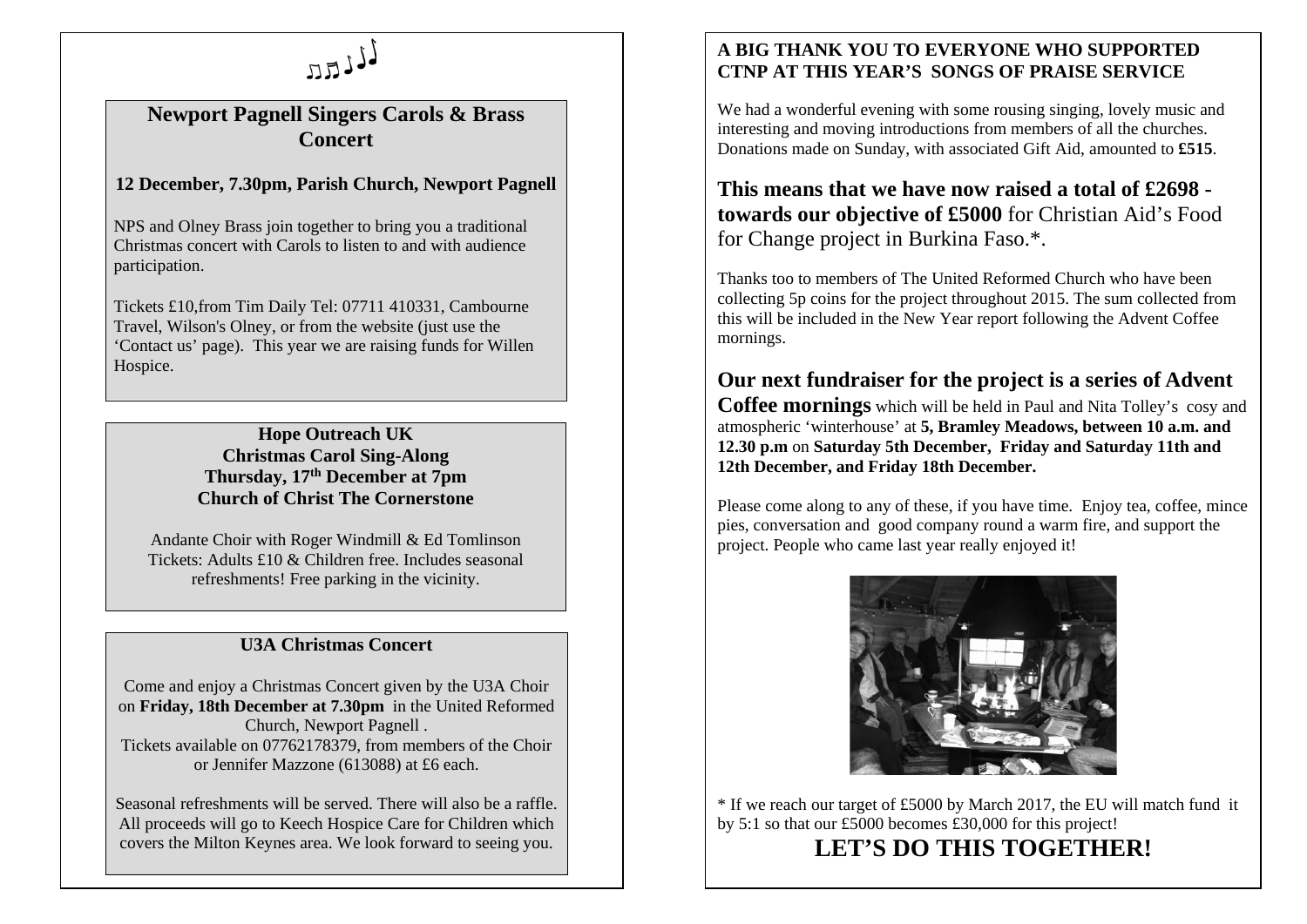♫♬♩♩

## Newport Pagnell Singers Carols & Brass Concert

**12 December, 7.30pm, Parish Church, Newport Pagnell**

NPS and Olney Brass join together to bring you a traditional Christmas concert with Carols to listen to and with audience participation.

Tickets £10,from Tim Daily Tel: 07711 410331, Cambourne Travel, Wilson's Olney, or from the website (just use the 'Contact us' page). This year we are raising funds for Willen Hospice.

**Hope Outreach UK**
**Christmas Carol Sing-Along**
**Thursday, 17th December at 7pm**
**Church of Christ The Cornerstone**

Andante Choir with Roger Windmill & Ed Tomlinson
Tickets: Adults £10 & Children free. Includes seasonal refreshments! Free parking in the vicinity.

**U3A Christmas Concert**

Come and enjoy a Christmas Concert given by the U3A Choir on **Friday, 18th December at 7.30pm** in the United Reformed Church, Newport Pagnell .
Tickets available on 07762178379, from members of the Choir or Jennifer Mazzone (613088) at £6 each.

Seasonal refreshments will be served. There will also be a raffle. All proceeds will go to Keech Hospice Care for Children which covers the Milton Keynes area. We look forward to seeing you.

**A BIG THANK YOU TO EVERYONE WHO SUPPORTED CTNP AT THIS YEAR'S SONGS OF PRAISE SERVICE**

We had a wonderful evening with some rousing singing, lovely music and interesting and moving introductions from members of all the churches. Donations made on Sunday, with associated Gift Aid, amounted to **£515**.

**This means that we have now raised a total of £2698 - towards our objective of £5000** for Christian Aid's Food for Change project in Burkina Faso.*.

Thanks too to members of The United Reformed Church who have been collecting 5p coins for the project throughout 2015. The sum collected from this will be included in the New Year report following the Advent Coffee mornings.

**Our next fundraiser for the project is a series of Advent Coffee mornings** which will be held in Paul and Nita Tolley's cosy and atmospheric 'winterhouse' at **5, Bramley Meadows, between 10 a.m. and 12.30 p.m** on **Saturday 5th December, Friday and Saturday 11th and 12th December, and Friday 18th December.**

Please come along to any of these, if you have time. Enjoy tea, coffee, mince pies, conversation and good company round a warm fire, and support the project. People who came last year really enjoyed it!

* If we reach our target of £5000 by March 2017, the EU will match fund it by 5:1 so that our £5000 becomes £30,000 for this project!

**LET'S DO THIS TOGETHER!**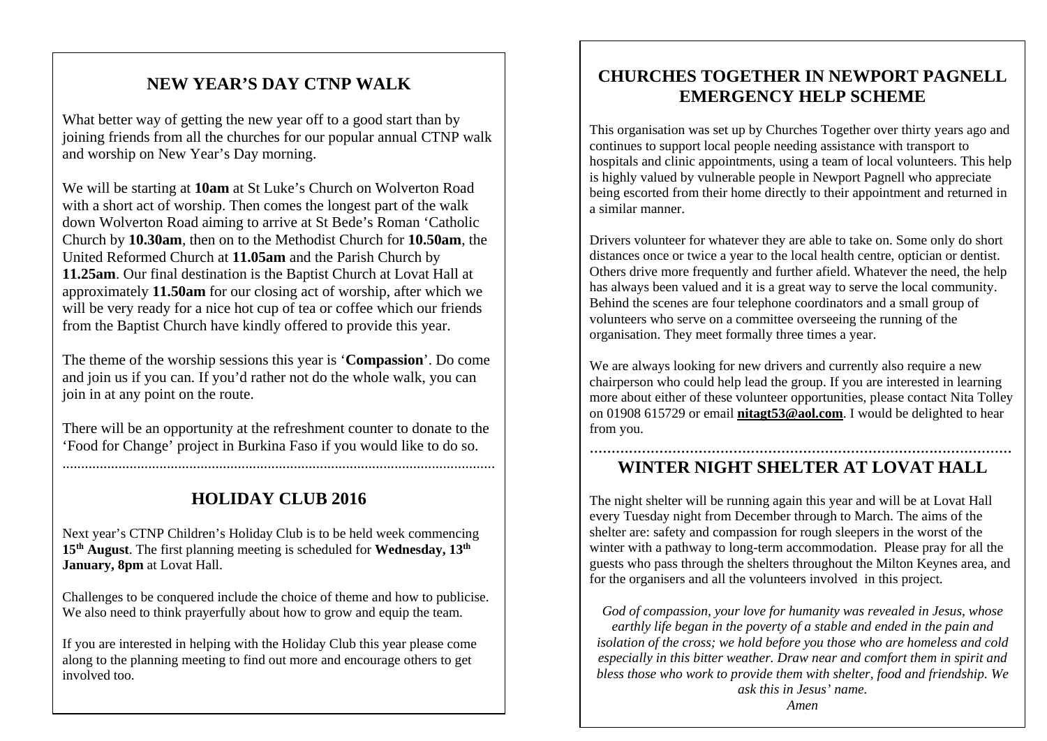## NEW YEAR'S DAY CTNP WALK

What better way of getting the new year off to a good start than by joining friends from all the churches for our popular annual CTNP walk and worship on New Year's Day morning.

We will be starting at **10am** at St Luke's Church on Wolverton Road with a short act of worship. Then comes the longest part of the walk down Wolverton Road aiming to arrive at St Bede's Roman 'Catholic Church by **10.30am**, then on to the Methodist Church for **10.50am**, the United Reformed Church at **11.05am** and the Parish Church by **11.25am**. Our final destination is the Baptist Church at Lovat Hall at approximately **11.50am** for our closing act of worship, after which we will be very ready for a nice hot cup of tea or coffee which our friends from the Baptist Church have kindly offered to provide this year.

The theme of the worship sessions this year is '**Compassion**'. Do come and join us if you can. If you'd rather not do the whole walk, you can join in at any point on the route.

There will be an opportunity at the refreshment counter to donate to the 'Food for Change' project in Burkina Faso if you would like to do so.

## HOLIDAY CLUB 2016

Next year's CTNP Children's Holiday Club is to be held week commencing **15th August**. The first planning meeting is scheduled for **Wednesday, 13th January, 8pm** at Lovat Hall.

Challenges to be conquered include the choice of theme and how to publicise. We also need to think prayerfully about how to grow and equip the team.

If you are interested in helping with the Holiday Club this year please come along to the planning meeting to find out more and encourage others to get involved too.

## CHURCHES TOGETHER IN NEWPORT PAGNELL EMERGENCY HELP SCHEME

This organisation was set up by Churches Together over thirty years ago and continues to support local people needing assistance with transport to hospitals and clinic appointments, using a team of local volunteers. This help is highly valued by vulnerable people in Newport Pagnell who appreciate being escorted from their home directly to their appointment and returned in a similar manner.

Drivers volunteer for whatever they are able to take on. Some only do short distances once or twice a year to the local health centre, optician or dentist. Others drive more frequently and further afield. Whatever the need, the help has always been valued and it is a great way to serve the local community. Behind the scenes are four telephone coordinators and a small group of volunteers who serve on a committee overseeing the running of the organisation. They meet formally three times a year.

We are always looking for new drivers and currently also require a new chairperson who could help lead the group. If you are interested in learning more about either of these volunteer opportunities, please contact Nita Tolley on 01908 615729 or email **nitagt53@aol.com**. I would be delighted to hear from you.

## WINTER NIGHT SHELTER AT LOVAT HALL

The night shelter will be running again this year and will be at Lovat Hall every Tuesday night from December through to March. The aims of the shelter are: safety and compassion for rough sleepers in the worst of the winter with a pathway to long-term accommodation. Please pray for all the guests who pass through the shelters throughout the Milton Keynes area, and for the organisers and all the volunteers involved in this project.

*God of compassion, your love for humanity was revealed in Jesus, whose earthly life began in the poverty of a stable and ended in the pain and isolation of the cross; we hold before you those who are homeless and cold especially in this bitter weather. Draw near and comfort them in spirit and bless those who work to provide them with shelter, food and friendship. We ask this in Jesus' name.*

*Amen*